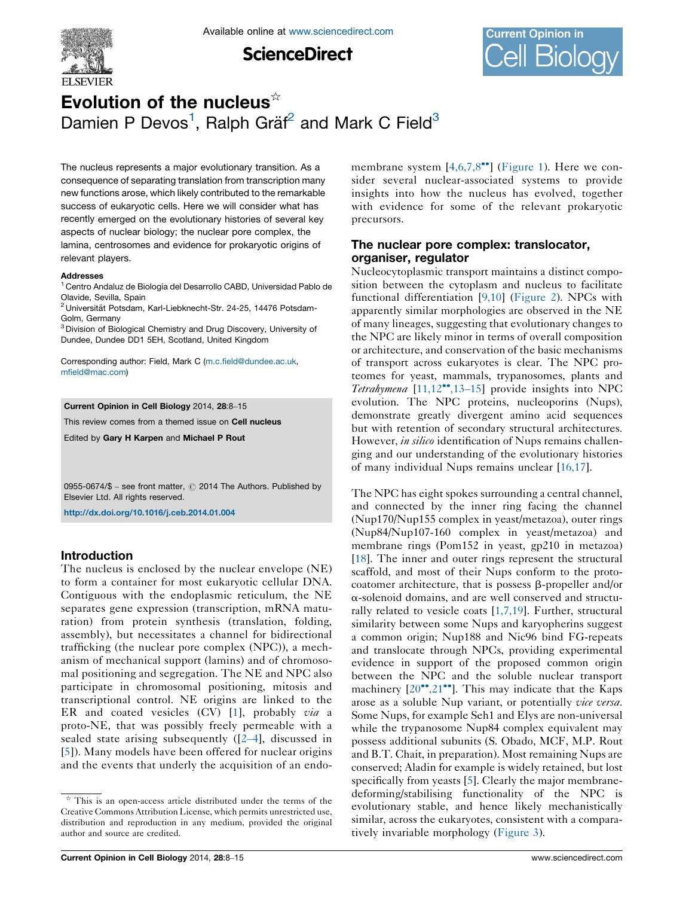# Evolution of the nucleus[☆]

Damien P Devos[1], Ralph Gräf[2] and Mark C Field[3]

The nucleus represents a major evolutionary transition. As a consequence of separating translation from transcription many new functions arose, which likely contributed to the remarkable success of eukaryotic cells. Here we will consider what has recently emerged on the evolutionary histories of several key aspects of nuclear biology; the nuclear pore complex, the lamina, centrosomes and evidence for prokaryotic origins of relevant players.

**Addresses**

[1] Centro Andaluz de Biología del Desarrollo CABD, Universidad Pablo de Olavide, Sevilla, Spain

[2] Universität Potsdam, Karl-Liebknecht-Str. 24-25, 14476 Potsdam-Golm, Germany

[3] Division of Biological Chemistry and Drug Discovery, University of Dundee, Dundee DD1 5EH, Scotland, United Kingdom

Corresponding author: Field, Mark C (m.c.field@dundee.ac.uk, mfield@mac.com)

**Current Opinion in Cell Biology** 2014, **28**:8–15

This review comes from a themed issue on **Cell nucleus**

Edited by **Gary H Karpen** and **Michael P Rout**

0955-0674/$ – see front matter, © 2014 The Authors. Published by Elsevier Ltd. All rights reserved.

http://dx.doi.org/10.1016/j.ceb.2014.01.004

## Introduction

The nucleus is enclosed by the nuclear envelope (NE) to form a container for most eukaryotic cellular DNA. Contiguous with the endoplasmic reticulum, the NE separates gene expression (transcription, mRNA maturation) from protein synthesis (translation, folding, assembly), but necessitates a channel for bidirectional trafficking (the nuclear pore complex (NPC)), a mechanism of mechanical support (lamins) and of chromosomal positioning and segregation. The NE and NPC also participate in chromosomal positioning, mitosis and transcriptional control. NE origins are linked to the ER and coated vesicles (CV) [1], probably *via* a proto-NE, that was possibly freely permeable with a sealed state arising subsequently ([2–4], discussed in [5]). Many models have been offered for nuclear origins and the events that underly the acquisition of an endomembrane system [4,6,7,8••] (Figure 1). Here we consider several nuclear-associated systems to provide insights into how the nucleus has evolved, together with evidence for some of the relevant prokaryotic precursors.

## The nuclear pore complex: translocator, organiser, regulator

Nucleocytoplasmic transport maintains a distinct composition between the cytoplasm and nucleus to facilitate functional differentiation [9,10] (Figure 2). NPCs with apparently similar morphologies are observed in the NE of many lineages, suggesting that evolutionary changes to the NPC are likely minor in terms of overall composition or architecture, and conservation of the basic mechanisms of transport across eukaryotes is clear. The NPC proteomes for yeast, mammals, trypanosomes, plants and *Tetrahymena* [11,12••,13–15] provide insights into NPC evolution. The NPC proteins, nucleoporins (Nups), demonstrate greatly divergent amino acid sequences but with retention of secondary structural architectures. However, *in silico* identification of Nups remains challenging and our understanding of the evolutionary histories of many individual Nups remains unclear [16,17].

The NPC has eight spokes surrounding a central channel, and connected by the inner ring facing the channel (Nup170/Nup155 complex in yeast/metazoa), outer rings (Nup84/Nup107-160 complex in yeast/metazoa) and membrane rings (Pom152 in yeast, gp210 in metazoa) [18]. The inner and outer rings represent the structural scaffold, and most of their Nups conform to the protocoatomer architecture, that is possess β-propeller and/or α-solenoid domains, and are well conserved and structurally related to vesicle coats [1,7,19]. Further, structural similarity between some Nups and karyopherins suggest a common origin; Nup188 and Nic96 bind FG-repeats and translocate through NPCs, providing experimental evidence in support of the proposed common origin between the NPC and the soluble nuclear transport machinery [20••,21••]. This may indicate that the Kaps arose as a soluble Nup variant, or potentially *vice versa*. Some Nups, for example Seh1 and Elys are non-universal while the trypanosome Nup84 complex equivalent may possess additional subunits (S. Obado, MCF, M.P. Rout and B.T. Chait, in preparation). Most remaining Nups are conserved; Aladin for example is widely retained, but lost specifically from yeasts [5]. Clearly the major membrane-deforming/stabilising functionality of the NPC is evolutionary stable, and hence likely mechanistically similar, across the eukaryotes, consistent with a comparatively invariable morphology (Figure 3).

[☆] This is an open-access article distributed under the terms of the Creative Commons Attribution License, which permits unrestricted use, distribution and reproduction in any medium, provided the original author and source are credited.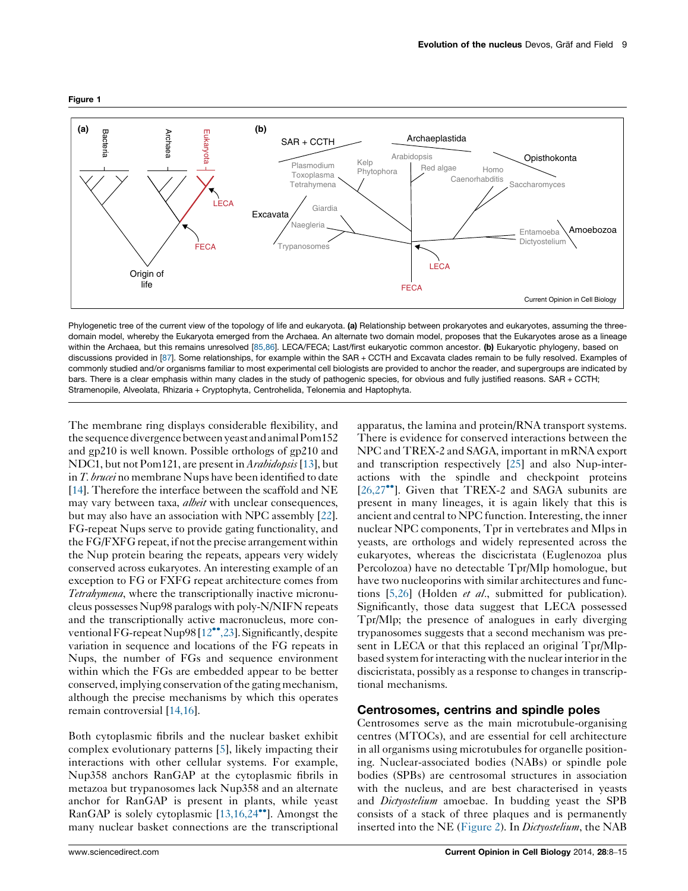**Figure 1**

Phylogenetic tree of the current view of the topology of life and eukaryota. **(a)** Relationship between prokaryotes and eukaryotes, assuming the three-domain model, whereby the Eukaryota emerged from the Archaea. An alternate two domain model, proposes that the Eukaryotes arose as a lineage within the Archaea, but this remains unresolved [85,86]. LECA/FECA; Last/first eukaryotic common ancestor. **(b)** Eukaryotic phylogeny, based on discussions provided in [87]. Some relationships, for example within the SAR + CCTH and Excavata clades remain to be fully resolved. Examples of commonly studied and/or organisms familiar to most experimental cell biologists are provided to anchor the reader, and supergroups are indicated by bars. There is a clear emphasis within many clades in the study of pathogenic species, for obvious and fully justified reasons. SAR + CCTH; Stramenopile, Alveolata, Rhizaria + Cryptophyta, Centrohelida, Telonemia and Haptophyta.

The membrane ring displays considerable flexibility, and the sequence divergence between yeast and animal Pom152 and gp210 is well known. Possible orthologs of gp210 and NDC1, but not Pom121, are present in *Arabidopsis* [13], but in *T. brucei* no membrane Nups have been identified to date [14]. Therefore the interface between the scaffold and NE may vary between taxa, *albeit* with unclear consequences, but may also have an association with NPC assembly [22]. FG-repeat Nups serve to provide gating functionality, and the FG/FXFG repeat, if not the precise arrangement within the Nup protein bearing the repeats, appears very widely conserved across eukaryotes. An interesting example of an exception to FG or FXFG repeat architecture comes from *Tetrahymena*, where the transcriptionally inactive micronucleus possesses Nup98 paralogs with poly-N/NIFN repeats and the transcriptionally active macronucleus, more conventional FG-repeat Nup98 [12••,23]. Significantly, despite variation in sequence and locations of the FG repeats in Nups, the number of FGs and sequence environment within which the FGs are embedded appear to be better conserved, implying conservation of the gating mechanism, although the precise mechanisms by which this operates remain controversial [14,16].

Both cytoplasmic fibrils and the nuclear basket exhibit complex evolutionary patterns [5], likely impacting their interactions with other cellular systems. For example, Nup358 anchors RanGAP at the cytoplasmic fibrils in metazoa but trypanosomes lack Nup358 and an alternate anchor for RanGAP is present in plants, while yeast RanGAP is solely cytoplasmic [13,16,24••]. Amongst the many nuclear basket connections are the transcriptional apparatus, the lamina and protein/RNA transport systems. There is evidence for conserved interactions between the NPC and TREX-2 and SAGA, important in mRNA export and transcription respectively [25] and also Nup-interactions with the spindle and checkpoint proteins [26,27••]. Given that TREX-2 and SAGA subunits are present in many lineages, it is again likely that this is ancient and central to NPC function. Interesting, the inner nuclear NPC components, Tpr in vertebrates and Mlps in yeasts, are orthologs and widely represented across the eukaryotes, whereas the discicristata (Euglenozoa plus Percolozoa) have no detectable Tpr/Mlp homologue, but have two nucleoporins with similar architectures and functions [5,26] (Holden *et al.*, submitted for publication). Significantly, those data suggest that LECA possessed Tpr/Mlp; the presence of analogues in early diverging trypanosomes suggests that a second mechanism was present in LECA or that this replaced an original Tpr/Mlp-based system for interacting with the nuclear interior in the discicristata, possibly as a response to changes in transcriptional mechanisms.

## Centrosomes, centrins and spindle poles

Centrosomes serve as the main microtubule-organising centres (MTOCs), and are essential for cell architecture in all organisms using microtubules for organelle positioning. Nuclear-associated bodies (NABs) or spindle pole bodies (SPBs) are centrosomal structures in association with the nucleus, and are best characterised in yeasts and *Dictyostelium* amoebae. In budding yeast the SPB consists of a stack of three plaques and is permanently inserted into the NE (Figure 2). In *Dictyostelium*, the NAB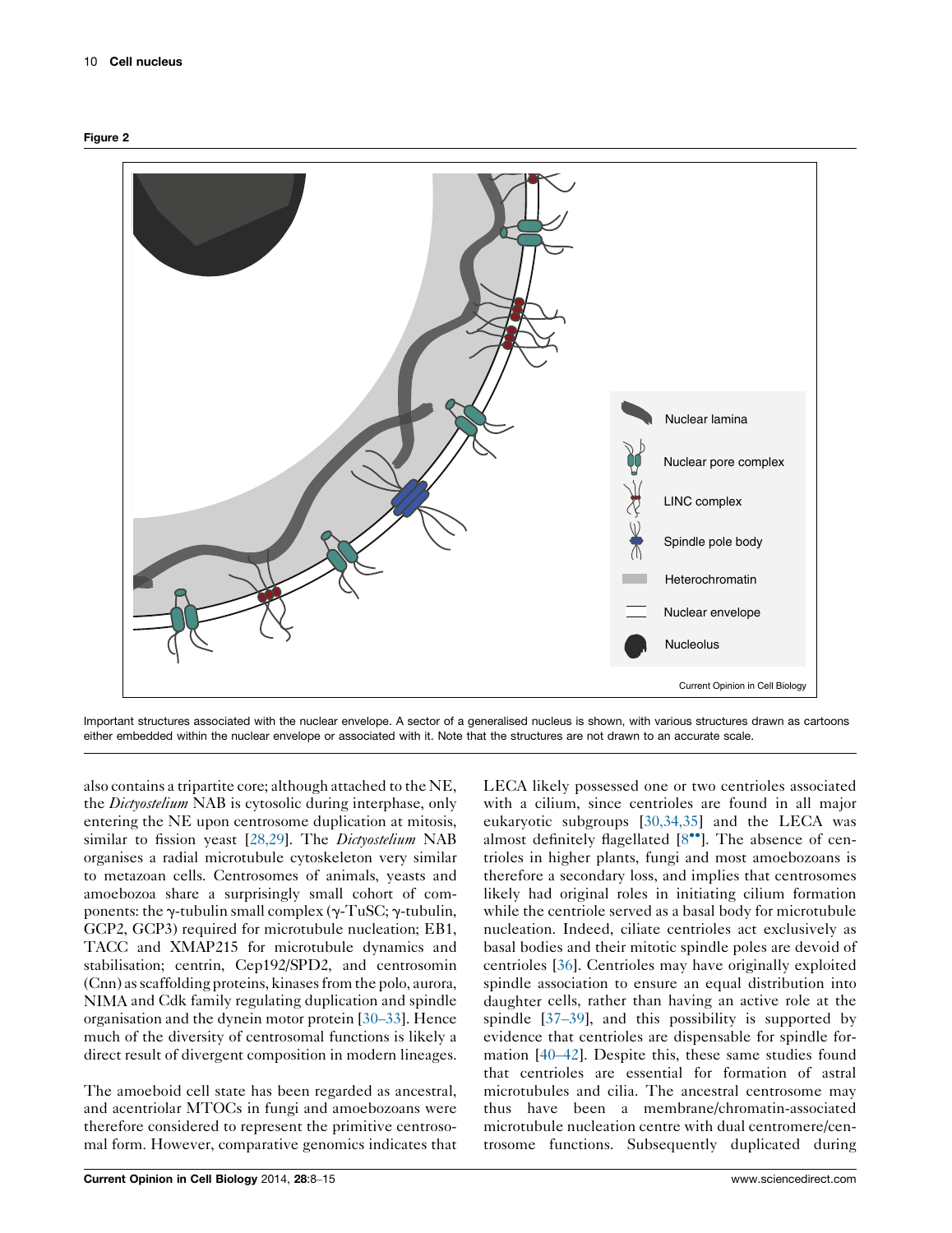**Figure 2**

Important structures associated with the nuclear envelope. A sector of a generalised nucleus is shown, with various structures drawn as cartoons either embedded within the nuclear envelope or associated with it. Note that the structures are not drawn to an accurate scale.

also contains a tripartite core; although attached to the NE, the *Dictyostelium* NAB is cytosolic during interphase, only entering the NE upon centrosome duplication at mitosis, similar to fission yeast [28,29]. The *Dictyostelium* NAB organises a radial microtubule cytoskeleton very similar to metazoan cells. Centrosomes of animals, yeasts and amoebozoa share a surprisingly small cohort of components: the γ-tubulin small complex (γ-TuSC; γ-tubulin, GCP2, GCP3) required for microtubule nucleation; EB1, TACC and XMAP215 for microtubule dynamics and stabilisation; centrin, Cep192/SPD2, and centrosomin (Cnn) as scaffolding proteins, kinases from the polo, aurora, NIMA and Cdk family regulating duplication and spindle organisation and the dynein motor protein [30–33]. Hence much of the diversity of centrosomal functions is likely a direct result of divergent composition in modern lineages.

The amoeboid cell state has been regarded as ancestral, and acentriolar MTOCs in fungi and amoebozoans were therefore considered to represent the primitive centrosomal form. However, comparative genomics indicates that LECA likely possessed one or two centrioles associated with a cilium, since centrioles are found in all major eukaryotic subgroups [30,34,35] and the LECA was almost definitely flagellated [8••]. The absence of centrioles in higher plants, fungi and most amoebozoans is therefore a secondary loss, and implies that centrosomes likely had original roles in initiating cilium formation while the centriole served as a basal body for microtubule nucleation. Indeed, ciliate centrioles act exclusively as basal bodies and their mitotic spindle poles are devoid of centrioles [36]. Centrioles may have originally exploited spindle association to ensure an equal distribution into daughter cells, rather than having an active role at the spindle [37–39], and this possibility is supported by evidence that centrioles are dispensable for spindle formation [40–42]. Despite this, these same studies found that centrioles are essential for formation of astral microtubules and cilia. The ancestral centrosome may thus have been a membrane/chromatin-associated microtubule nucleation centre with dual centromere/centrosome functions. Subsequently duplicated during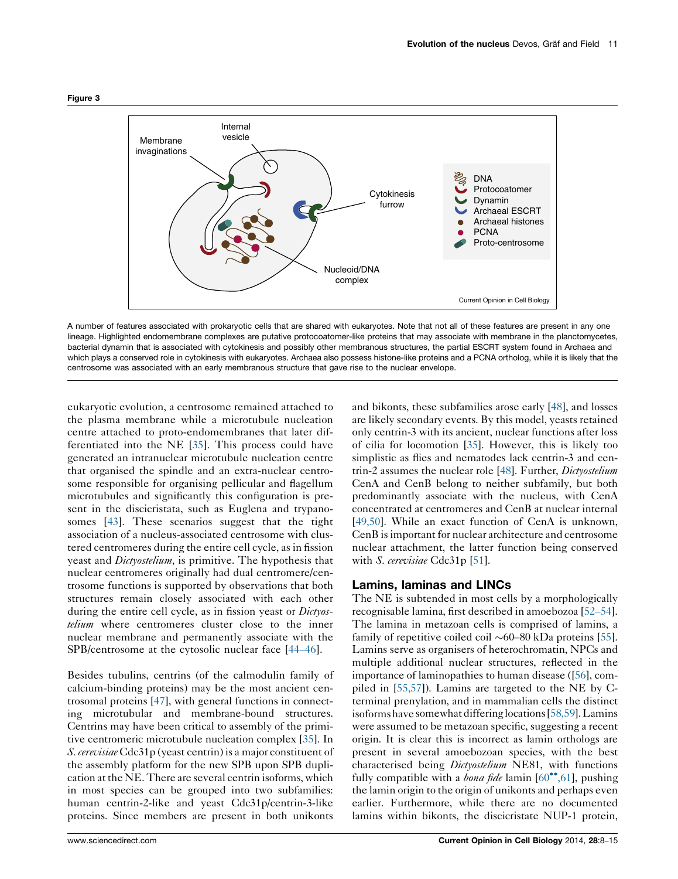**Figure 3**

A number of features associated with prokaryotic cells that are shared with eukaryotes. Note that not all of these features are present in any one lineage. Highlighted endomembrane complexes are putative protocoatomer-like proteins that may associate with membrane in the planctomycetes, bacterial dynamin that is associated with cytokinesis and possibly other membranous structures, the partial ESCRT system found in Archaea and which plays a conserved role in cytokinesis with eukaryotes. Archaea also possess histone-like proteins and a PCNA ortholog, while it is likely that the centrosome was associated with an early membranous structure that gave rise to the nuclear envelope.

eukaryotic evolution, a centrosome remained attached to the plasma membrane while a microtubule nucleation centre attached to proto-endomembranes that later differentiated into the NE [35]. This process could have generated an intranuclear microtubule nucleation centre that organised the spindle and an extra-nuclear centrosome responsible for organising pellicular and flagellum microtubules and significantly this configuration is present in the discicristata, such as Euglena and trypanosomes [43]. These scenarios suggest that the tight association of a nucleus-associated centrosome with clustered centromeres during the entire cell cycle, as in fission yeast and *Dictyostelium*, is primitive. The hypothesis that nuclear centromeres originally had dual centromere/centrosome functions is supported by observations that both structures remain closely associated with each other during the entire cell cycle, as in fission yeast or *Dictyostelium* where centromeres cluster close to the inner nuclear membrane and permanently associate with the SPB/centrosome at the cytosolic nuclear face [44–46].

Besides tubulins, centrins (of the calmodulin family of calcium-binding proteins) may be the most ancient centrosomal proteins [47], with general functions in connecting microtubular and membrane-bound structures. Centrins may have been critical to assembly of the primitive centromeric microtubule nucleation complex [35]. In *S. cerevisiae* Cdc31p (yeast centrin) is a major constituent of the assembly platform for the new SPB upon SPB duplication at the NE. There are several centrin isoforms, which in most species can be grouped into two subfamilies: human centrin-2-like and yeast Cdc31p/centrin-3-like proteins. Since members are present in both unikonts and bikonts, these subfamilies arose early [48], and losses are likely secondary events. By this model, yeasts retained only centrin-3 with its ancient, nuclear functions after loss of cilia for locomotion [35]. However, this is likely too simplistic as flies and nematodes lack centrin-3 and centrin-2 assumes the nuclear role [48]. Further, *Dictyostelium* CenA and CenB belong to neither subfamily, but both predominantly associate with the nucleus, with CenA concentrated at centromeres and CenB at nuclear internal [49,50]. While an exact function of CenA is unknown, CenB is important for nuclear architecture and centrosome nuclear attachment, the latter function being conserved with *S. cerevisiae* Cdc31p [51].

## Lamins, laminas and LINCs

The NE is subtended in most cells by a morphologically recognisable lamina, first described in amoebozoa [52–54]. The lamina in metazoan cells is comprised of lamins, a family of repetitive coiled coil ~60–80 kDa proteins [55]. Lamins serve as organisers of heterochromatin, NPCs and multiple additional nuclear structures, reflected in the importance of laminopathies to human disease ([56], compiled in [55,57]). Lamins are targeted to the NE by C-terminal prenylation, and in mammalian cells the distinct isoforms have somewhat differing locations [58,59]. Lamins were assumed to be metazoan specific, suggesting a recent origin. It is clear this is incorrect as lamin orthologs are present in several amoebozoan species, with the best characterised being *Dictyostelium* NE81, with functions fully compatible with a *bona fide* lamin [60••,61], pushing the lamin origin to the origin of unikonts and perhaps even earlier. Furthermore, while there are no documented lamins within bikonts, the discicristate NUP-1 protein,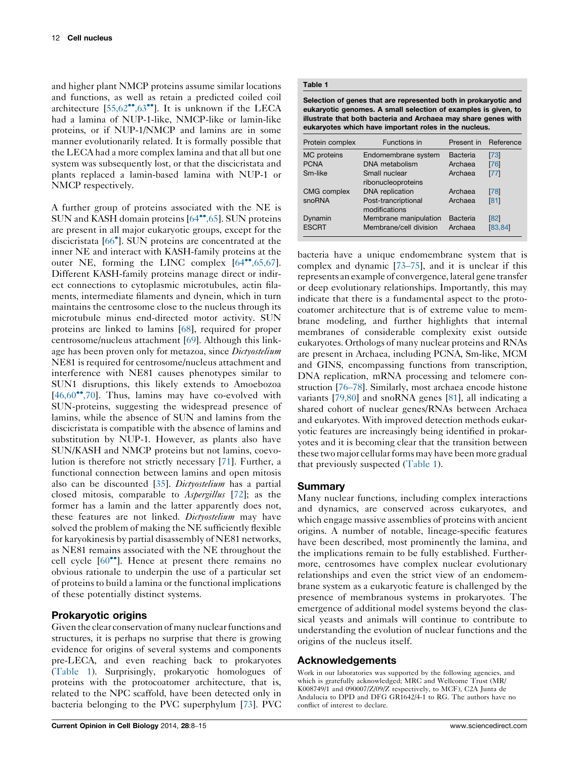and higher plant NMCP proteins assume similar locations and functions, as well as retain a predicted coiled coil architecture [55,62••,63••]. It is unknown if the LECA had a lamina of NUP-1-like, NMCP-like or lamin-like proteins, or if NUP-1/NMCP and lamins are in some manner evolutionarily related. It is formally possible that the LECA had a more complex lamina and that all but one system was subsequently lost, or that the discicristata and plants replaced a lamin-based lamina with NUP-1 or NMCP respectively.

A further group of proteins associated with the NE is SUN and KASH domain proteins [64••,65]. SUN proteins are present in all major eukaryotic groups, except for the discicristata [66•]. SUN proteins are concentrated at the inner NE and interact with KASH-family proteins at the outer NE, forming the LINC complex [64••,65,67]. Different KASH-family proteins manage direct or indirect connections to cytoplasmic microtubules, actin filaments, intermediate filaments and dynein, which in turn maintains the centrosome close to the nucleus through its microtubule minus end-directed motor activity. SUN proteins are linked to lamins [68], required for proper centrosome/nucleus attachment [69]. Although this linkage has been proven only for metazoa, since *Dictyostelium* NE81 is required for centrosome/nucleus attachment and interference with NE81 causes phenotypes similar to SUN1 disruptions, this likely extends to Amoebozoa [46,60••,70]. Thus, lamins may have co-evolved with SUN-proteins, suggesting the widespread presence of lamins, while the absence of SUN and lamins from the discicristata is compatible with the absence of lamins and substitution by NUP-1. However, as plants also have SUN/KASH and NMCP proteins but not lamins, coevolution is therefore not strictly necessary [71]. Further, a functional connection between lamins and open mitosis also can be discounted [35]. *Dictyostelium* has a partial closed mitosis, comparable to *Aspergillus* [72]; as the former has a lamin and the latter apparently does not, these features are not linked. *Dictyostelium* may have solved the problem of making the NE sufficiently flexible for karyokinesis by partial disassembly of NE81 networks, as NE81 remains associated with the NE throughout the cell cycle [60••]. Hence at present there remains no obvious rationale to underpin the use of a particular set of proteins to build a lamina or the functional implications of these potentially distinct systems.

## Prokaryotic origins

Given the clear conservation of many nuclear functions and structures, it is perhaps no surprise that there is growing evidence for origins of several systems and components pre-LECA, and even reaching back to prokaryotes (Table 1). Surprisingly, prokaryotic homologues of proteins with the protocoatomer architecture, that is, related to the NPC scaffold, have been detected only in bacteria belonging to the PVC superphylum [73]. PVC bacteria have a unique endomembrane system that is complex and dynamic [73–75], and it is unclear if this represents an example of convergence, lateral gene transfer or deep evolutionary relationships. Importantly, this may indicate that there is a fundamental aspect to the protocoatomer architecture that is of extreme value to membrane modeling, and further highlights that internal membranes of considerable complexity exist outside eukaryotes. Orthologs of many nuclear proteins and RNAs are present in Archaea, including PCNA, Sm-like, MCM and GINS, encompassing functions from transcription, DNA replication, mRNA processing and telomere construction [76–78]. Similarly, most archaea encode histone variants [79,80] and snoRNA genes [81], all indicating a shared cohort of nuclear genes/RNAs between Archaea and eukaryotes. With improved detection methods eukaryotic features are increasingly being identified in prokaryotes and it is becoming clear that the transition between these two major cellular forms may have been more gradual that previously suspected (Table 1).

**Table 1**

**Selection of genes that are represented both in prokaryotic and eukaryotic genomes. A small selection of examples is given, to illustrate that both bacteria and Archaea may share genes with eukaryotes which have important roles in the nucleus.**

| Protein complex | Functions in | Present in | Reference |
|---|---|---|---|
| MC proteins | Endomembrane system | Bacteria | [73] |
| PCNA | DNA metabolism | Archaea | [76] |
| Sm-like | Small nuclear ribonucleoproteins | Archaea | [77] |
| CMG complex | DNA replication | Archaea | [78] |
| snoRNA | Post-trancriptional modifications | Archaea | [81] |
| Dynamin | Membrane manipulation | Bacteria | [82] |
| ESCRT | Membrane/cell division | Archaea | [83,84] |

## Summary

Many nuclear functions, including complex interactions and dynamics, are conserved across eukaryotes, and which engage massive assemblies of proteins with ancient origins. A number of notable, lineage-specific features have been described, most prominently the lamina, and the implications remain to be fully established. Furthermore, centrosomes have complex nuclear evolutionary relationships and even the strict view of an endomembrane system as a eukaryotic feature is challenged by the presence of membranous systems in prokaryotes. The emergence of additional model systems beyond the classical yeasts and animals will continue to contribute to understanding the evolution of nuclear functions and the origins of the nucleus itself.

## Acknowledgements

Work in our laboratories was supported by the following agencies, and which is gratefully acknowledged; MRC and Wellcome Trust (MR/K008749/1 and 090007/Z/09/Z respectively, to MCF), C2A Junta de Andalucia to DPD and DFG GR1642/4-1 to RG. The authors have no conflict of interest to declare.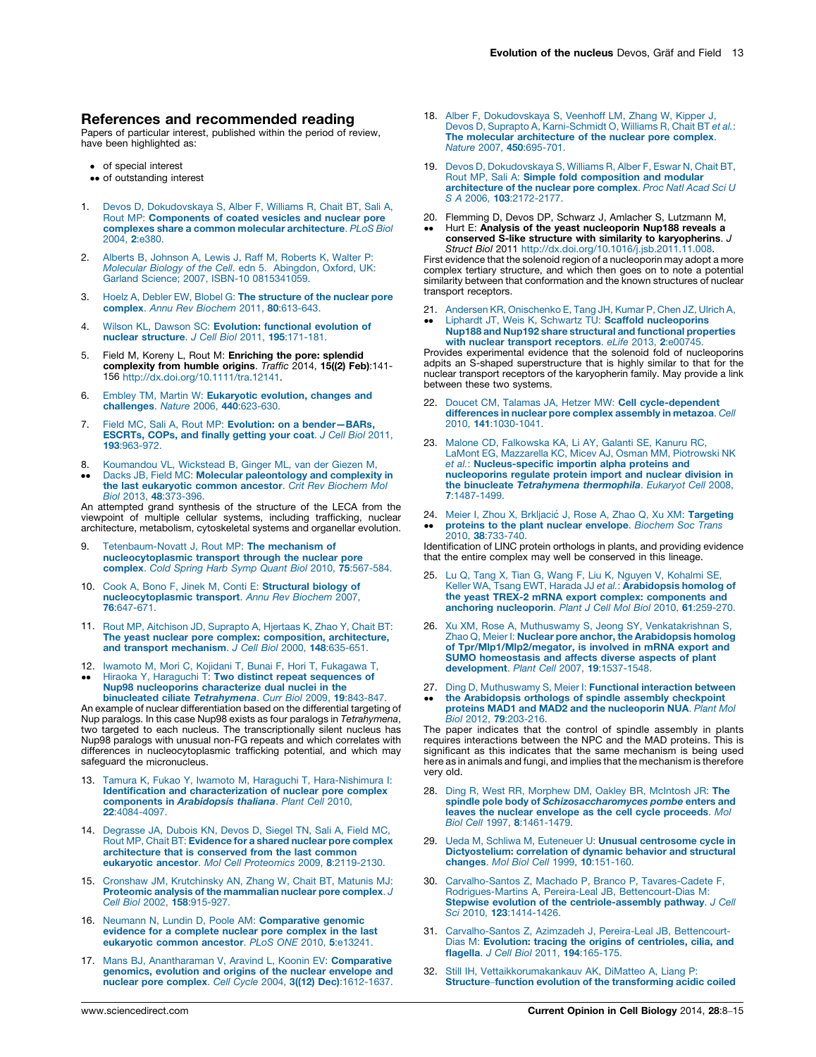## References and recommended reading

Papers of particular interest, published within the period of review, have been highlighted as:

- • of special interest
- •• of outstanding interest

1. Devos D, Dokudovskaya S, Alber F, Williams R, Chait BT, Sali A, Rout MP: **Components of coated vesicles and nuclear pore complexes share a common molecular architecture**. *PLoS Biol* 2004, **2**:e380.

2. Alberts B, Johnson A, Lewis J, Raff M, Roberts K, Walter P: *Molecular Biology of the Cell*. edn 5. Abingdon, Oxford, UK: Garland Science; 2007, ISBN-10 0815341059.

3. Hoelz A, Debler EW, Blobel G: **The structure of the nuclear pore complex**. *Annu Rev Biochem* 2011, **80**:613-643.

4. Wilson KL, Dawson SC: **Evolution: functional evolution of nuclear structure**. *J Cell Biol* 2011, **195**:171-181.

5. Field M, Koreny L, Rout M: **Enriching the pore: splendid complexity from humble origins**. *Traffic* 2014, **15((2) Feb)**:141-156 http://dx.doi.org/10.1111/tra.12141.

6. Embley TM, Martin W: **Eukaryotic evolution, changes and challenges**. *Nature* 2006, **440**:623-630.

7. Field MC, Sali A, Rout MP: **Evolution: on a bender—BARs, ESCRTs, COPs, and finally getting your coat**. *J Cell Biol* 2011, **193**:963-972.

8. •• Koumandou VL, Wickstead B, Ginger ML, van der Giezen M, Dacks JB, Field MC: **Molecular paleontology and complexity in the last eukaryotic common ancestor**. *Crit Rev Biochem Mol Biol* 2013, **48**:373-396.

   An attempted grand synthesis of the structure of the LECA from the viewpoint of multiple cellular systems, including trafficking, nuclear architecture, metabolism, cytoskeletal systems and organellar evolution.

9. Tetenbaum-Novatt J, Rout MP: **The mechanism of nucleocytoplasmic transport through the nuclear pore complex**. *Cold Spring Harb Symp Quant Biol* 2010, **75**:567-584.

10. Cook A, Bono F, Jinek M, Conti E: **Structural biology of nucleocytoplasmic transport**. *Annu Rev Biochem* 2007, **76**:647-671.

11. Rout MP, Aitchison JD, Suprapto A, Hjertaas K, Zhao Y, Chait BT: **The yeast nuclear pore complex: composition, architecture, and transport mechanism**. *J Cell Biol* 2000, **148**:635-651.

12. •• Iwamoto M, Mori C, Kojidani T, Bunai F, Hori T, Fukagawa T, Hiraoka Y, Haraguchi T: **Two distinct repeat sequences of Nup98 nucleoporins characterize dual nuclei in the binucleated ciliate *Tetrahymena***. *Curr Biol* 2009, **19**:843-847.

    An example of nuclear differentiation based on the differential targeting of Nup paralogs. In this case Nup98 exists as four paralogs in *Tetrahymena*, two targeted to each nucleus. The transcriptionally silent nucleus has Nup98 paralogs with unusual non-FG repeats and which correlates with differences in nucleocytoplasmic trafficking potential, and which may safeguard the micronucleus.

13. Tamura K, Fukao Y, Iwamoto M, Haraguchi T, Hara-Nishimura I: **Identification and characterization of nuclear pore complex components in *Arabidopsis thaliana***. *Plant Cell* 2010, **22**:4084-4097.

14. Degrasse JA, Dubois KN, Devos D, Siegel TN, Sali A, Field MC, Rout MP, Chait BT: **Evidence for a shared nuclear pore complex architecture that is conserved from the last common eukaryotic ancestor**. *Mol Cell Proteomics* 2009, **8**:2119-2130.

15. Cronshaw JM, Krutchinsky AN, Zhang W, Chait BT, Matunis MJ: **Proteomic analysis of the mammalian nuclear pore complex**. *J Cell Biol* 2002, **158**:915-927.

16. Neumann N, Lundin D, Poole AM: **Comparative genomic evidence for a complete nuclear pore complex in the last eukaryotic common ancestor**. *PLoS ONE* 2010, **5**:e13241.

17. Mans BJ, Anantharaman V, Aravind L, Koonin EV: **Comparative genomics, evolution and origins of the nuclear envelope and nuclear pore complex**. *Cell Cycle* 2004, **3((12) Dec)**:1612-1637.

18. Alber F, Dokudovskaya S, Veenhoff LM, Zhang W, Kipper J, Devos D, Suprapto A, Karni-Schmidt O, Williams R, Chait BT *et al.*: **The molecular architecture of the nuclear pore complex**. *Nature* 2007, **450**:695-701.

19. Devos D, Dokudovskaya S, Williams R, Alber F, Eswar N, Chait BT, Rout MP, Sali A: **Simple fold composition and modular architecture of the nuclear pore complex**. *Proc Natl Acad Sci U S A* 2006, **103**:2172-2177.

20. •• Flemming D, Devos DP, Schwarz J, Amlacher S, Lutzmann M, Hurt E: **Analysis of the yeast nucleoporin Nup188 reveals a conserved S-like structure with similarity to karyopherins**. *J Struct Biol* 2011 http://dx.doi.org/10.1016/j.jsb.2011.11.008.

    First evidence that the solenoid region of a nucleoporin may adopt a more complex tertiary structure, and which then goes on to note a potential similarity between that conformation and the known structures of nuclear transport receptors.

21. •• Andersen KR, Onischenko E, Tang JH, Kumar P, Chen JZ, Ulrich A, Liphardt JT, Weis K, Schwartz TU: **Scaffold nucleoporins Nup188 and Nup192 share structural and functional properties with nuclear transport receptors**. *eLife* 2013, **2**:e00745.

    Provides experimental evidence that the solenoid fold of nucleoporins adpits an S-shaped superstructure that is highly similar to that for the nuclear transport receptors of the karyopherin family. May provide a link between these two systems.

22. Doucet CM, Talamas JA, Hetzer MW: **Cell cycle-dependent differences in nuclear pore complex assembly in metazoa**. *Cell* 2010, **141**:1030-1041.

23. Malone CD, Falkowska KA, Li AY, Galanti SE, Kanuru RC, LaMont EG, Mazzarella KC, Micev AJ, Osman MM, Piotrowski NK *et al.*: **Nucleus-specific importin alpha proteins and nucleoporins regulate protein import and nuclear division in the binucleate *Tetrahymena thermophila***. *Eukaryot Cell* 2008, **7**:1487-1499.

24. •• Meier I, Zhou X, Brkljačić J, Rose A, Zhao Q, Xu XM: **Targeting proteins to the plant nuclear envelope**. *Biochem Soc Trans* 2010, **38**:733-740.

    Identification of LINC protein orthologs in plants, and providing evidence that the entire complex may well be conserved in this lineage.

25. Lu Q, Tang X, Tian G, Wang F, Liu K, Nguyen V, Kohalmi SE, Keller WA, Tsang EWT, Harada JJ *et al.*: **Arabidopsis homolog of the yeast TREX-2 mRNA export complex: components and anchoring nucleoporin**. *Plant J Cell Mol Biol* 2010, **61**:259-270.

26. Xu XM, Rose A, Muthuswamy S, Jeong SY, Venkatakrishnan S, Zhao Q, Meier I: **Nuclear pore anchor, the Arabidopsis homolog of Tpr/Mlp1/Mlp2/megator, is involved in mRNA export and SUMO homeostasis and affects diverse aspects of plant development**. *Plant Cell* 2007, **19**:1537-1548.

27. •• Ding D, Muthuswamy S, Meier I: **Functional interaction between the Arabidopsis orthologs of spindle assembly checkpoint proteins MAD1 and MAD2 and the nucleoporin NUA**. *Plant Mol Biol* 2012, **79**:203-216.

    The paper indicates that the control of spindle assembly in plants requires interactions between the NPC and the MAD proteins. This is significant as this indicates that the same mechanism is being used here as in animals and fungi, and implies that the mechanism is therefore very old.

28. Ding R, West RR, Morphew DM, Oakley BR, McIntosh JR: **The spindle pole body of *Schizosaccharomyces pombe* enters and leaves the nuclear envelope as the cell cycle proceeds**. *Mol Biol Cell* 1997, **8**:1461-1479.

29. Ueda M, Schliwa M, Euteneuer U: **Unusual centrosome cycle in Dictyostelium: correlation of dynamic behavior and structural changes**. *Mol Biol Cell* 1999, **10**:151-160.

30. Carvalho-Santos Z, Machado P, Branco P, Tavares-Cadete F, Rodrigues-Martins A, Pereira-Leal JB, Bettencourt-Dias M: **Stepwise evolution of the centriole-assembly pathway**. *J Cell Sci* 2010, **123**:1414-1426.

31. Carvalho-Santos Z, Azimzadeh J, Pereira-Leal JB, Bettencourt-Dias M: **Evolution: tracing the origins of centrioles, cilia, and flagella**. *J Cell Biol* 2011, **194**:165-175.

32. Still IH, Vettaikkorumakankauv AK, DiMatteo A, Liang P: **Structure–function evolution of the transforming acidic coiled**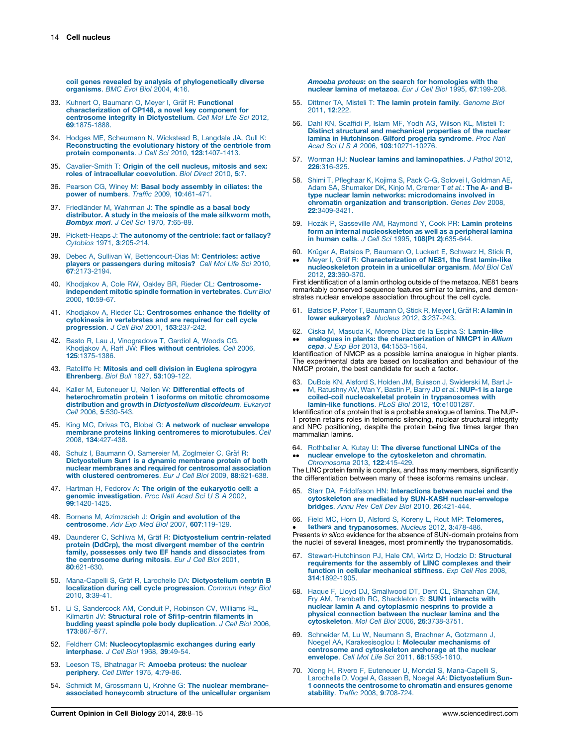coil genes revealed by analysis of phylogenetically diverse organisms. *BMC Evol Biol* 2004, **4**:16.

33. Kuhnert O, Baumann O, Meyer I, Gräf R: **Functional characterization of CP148, a novel key component for centrosome integrity in Dictyostelium**. *Cell Mol Life Sci* 2012, **69**:1875-1888.

34. Hodges ME, Scheumann N, Wickstead B, Langdale JA, Gull K: **Reconstructing the evolutionary history of the centriole from protein components**. *J Cell Sci* 2010, **123**:1407-1413.

35. Cavalier-Smith T: **Origin of the cell nucleus, mitosis and sex: roles of intracellular coevolution**. *Biol Direct* 2010, **5**:7.

36. Pearson CG, Winey M: **Basal body assembly in ciliates: the power of numbers**. *Traffic* 2009, **10**:461-471.

37. Friedländer M, Wahrman J: **The spindle as a basal body distributor. A study in the meiosis of the male silkworm moth, *Bombyx mori***. *J Cell Sci* 1970, **7**:65-89.

38. Pickett-Heaps J: **The autonomy of the centriole: fact or fallacy?** *Cytobios* 1971, **3**:205-214.

39. Debec A, Sullivan W, Bettencourt-Dias M: **Centrioles: active players or passengers during mitosis?** *Cell Mol Life Sci* 2010, **67**:2173-2194.

40. Khodjakov A, Cole RW, Oakley BR, Rieder CL: **Centrosome-independent mitotic spindle formation in vertebrates**. *Curr Biol* 2000, **10**:59-67.

41. Khodjakov A, Rieder CL: **Centrosomes enhance the fidelity of cytokinesis in vertebrates and are required for cell cycle progression**. *J Cell Biol* 2001, **153**:237-242.

42. Basto R, Lau J, Vinogradova T, Gardiol A, Woods CG, Khodjakov A, Raff JW: **Flies without centrioles**. *Cell* 2006, **125**:1375-1386.

43. Ratcliffe H: **Mitosis and cell division in Euglena spirogyra Ehrenberg**. *Biol Bull* 1927, **53**:109-122.

44. Kaller M, Euteneuer U, Nellen W: **Differential effects of heterochromatin protein 1 isoforms on mitotic chromosome distribution and growth in *Dictyostelium discoideum***. *Eukaryot Cell* 2006, **5**:530-543.

45. King MC, Drivas TG, Blobel G: **A network of nuclear envelope membrane proteins linking centromeres to microtubules**. *Cell* 2008, **134**:427-438.

46. Schulz I, Baumann O, Samereier M, Zoglmeier C, Gräf R: **Dictyostelium Sun1 is a dynamic membrane protein of both nuclear membranes and required for centrosomal association with clustered centromeres**. *Eur J Cell Biol* 2009, **88**:621-638.

47. Hartman H, Fedorov A: **The origin of the eukaryotic cell: a genomic investigation**. *Proc Natl Acad Sci U S A* 2002, **99**:1420-1425.

48. Bornens M, Azimzadeh J: **Origin and evolution of the centrosome**. *Adv Exp Med Biol* 2007, **607**:119-129.

49. Daunderer C, Schliwa M, Gräf R: **Dictyostelium centrin-related protein (DdCrp), the most divergent member of the centrin family, possesses only two EF hands and dissociates from the centrosome during mitosis**. *Eur J Cell Biol* 2001, **80**:621-630.

50. Mana-Capelli S, Gräf R, Larochelle DA: **Dictyostelium centrin B localization during cell cycle progression**. *Commun Integr Biol* 2010, **3**:39-41.

51. Li S, Sandercock AM, Conduit P, Robinson CV, Williams RL, Kilmartin JV: **Structural role of Sfi1p-centrin filaments in budding yeast spindle pole body duplication**. *J Cell Biol* 2006, **173**:867-877.

52. Feldherr CM: **Nucleocytoplasmic exchanges during early interphase**. *J Cell Biol* 1968, **39**:49-54.

53. Leeson TS, Bhatnagar R: **Amoeba proteus: the nuclear periphery**. *Cell Differ* 1975, **4**:79-86.

54. Schmidt M, Grossmann U, Krohne G: **The nuclear membrane-associated honeycomb structure of the unicellular organism *Amoeba proteus*: on the search for homologies with the nuclear lamina of metazoa**. *Eur J Cell Biol* 1995, **67**:199-208.

55. Dittmer TA, Misteli T: **The lamin protein family**. *Genome Biol* 2011, **12**:222.

56. Dahl KN, Scaffidi P, Islam MF, Yodh AG, Wilson KL, Misteli T: **Distinct structural and mechanical properties of the nuclear lamina in Hutchinson–Gilford progeria syndrome**. *Proc Natl Acad Sci U S A* 2006, **103**:10271-10276.

57. Worman HJ: **Nuclear lamins and laminopathies**. *J Pathol* 2012, **226**:316-325.

58. Shimi T, Pfleghaar K, Kojima S, Pack C-G, Solovei I, Goldman AE, Adam SA, Shumaker DK, Kinjo M, Cremer T *et al.*: **The A- and B-type nuclear lamin networks: microdomains involved in chromatin organization and transcription**. *Genes Dev* 2008, **22**:3409-3421.

59. Hozák P, Sasseville AM, Raymond Y, Cook PR: **Lamin proteins form an internal nucleoskeleton as well as a peripheral lamina in human cells**. *J Cell Sci* 1995, **108(Pt 2)**:635-644.

60. •• Krüger A, Batsios P, Baumann O, Luckert E, Schwarz H, Stick R, Meyer I, Gräf R: **Characterization of NE81, the first lamin-like nucleoskeleton protein in a unicellular organism**. *Mol Biol Cell* 2012, **23**:360-370.

First identification of a lamin ortholog outside of the metazoa. NE81 bears remarkably conserved sequence features similar to lamins, and demonstrates nuclear envelope association throughout the cell cycle.

61. Batsios P, Peter T, Baumann O, Stick R, Meyer I, Gräf R: **A lamin in lower eukaryotes?** *Nucleus* 2012, **3**:237-243.

62. •• Ciska M, Masuda K, Moreno Díaz de la Espina S: **Lamin-like analogues in plants: the characterization of NMCP1 in *Allium cepa***. *J Exp Bot* 2013, **64**:1553-1564.

Identification of NMCP as a possible lamina analogue in higher plants. The experimental data are based on localisation and behaviour of the NMCP protein, the best candidate for such a factor.

63. •• DuBois KN, Alsford S, Holden JM, Buisson J, Swiderski M, Bart J-M, Ratushny AV, Wan Y, Bastin P, Barry JD *et al.*: **NUP-1 is a large coiled-coil nucleoskeletal protein in trypanosomes with lamin-like functions**. *PLoS Biol* 2012, **10**:e1001287.

Identification of a protein that is a probable analogue of lamins. The NUP-1 protein retains roles in telomeric silencing, nuclear structural integrity and NPC positioning, despite the protein being five times larger than mammalian lamins.

64. •• Rothballer A, Kutay U: **The diverse functional LINCs of the nuclear envelope to the cytoskeleton and chromatin**. *Chromosoma* 2013, **122**:415-429.

The LINC protein family is complex, and has many members, significantly the differentiation between many of these isoforms remains unclear.

65. Starr DA, Fridolfsson HN: **Interactions between nuclei and the cytoskeleton are mediated by SUN-KASH nuclear-envelope bridges**. *Annu Rev Cell Dev Biol* 2010, **26**:421-444.

66. • Field MC, Horn D, Alsford S, Koreny L, Rout MP: **Telomeres, tethers and trypanosomes**. *Nucleus* 2012, **3**:478-486.

Presents *in silico* evidence for the absence of SUN-domain proteins from the nuclei of several lineages, most prominently the trypanosomatids.

67. Stewart-Hutchinson PJ, Hale CM, Wirtz D, Hodzic D: **Structural requirements for the assembly of LINC complexes and their function in cellular mechanical stiffness**. *Exp Cell Res* 2008, **314**:1892-1905.

68. Haque F, Lloyd DJ, Smallwood DT, Dent CL, Shanahan CM, Fry AM, Trembath RC, Shackleton S: **SUN1 interacts with nuclear lamin A and cytoplasmic nesprins to provide a physical connection between the nuclear lamina and the cytoskeleton**. *Mol Cell Biol* 2006, **26**:3738-3751.

69. Schneider M, Lu W, Neumann S, Brachner A, Gotzmann J, Noegel AA, Karakesisoglou I: **Molecular mechanisms of centrosome and cytoskeleton anchorage at the nuclear envelope**. *Cell Mol Life Sci* 2011, **68**:1593-1610.

70. Xiong H, Rivero F, Euteneuer U, Mondal S, Mana-Capelli S, Larochelle D, Vogel A, Gassen B, Noegel AA: **Dictyostelium Sun-1 connects the centrosome to chromatin and ensures genome stability**. *Traffic* 2008, **9**:708-724.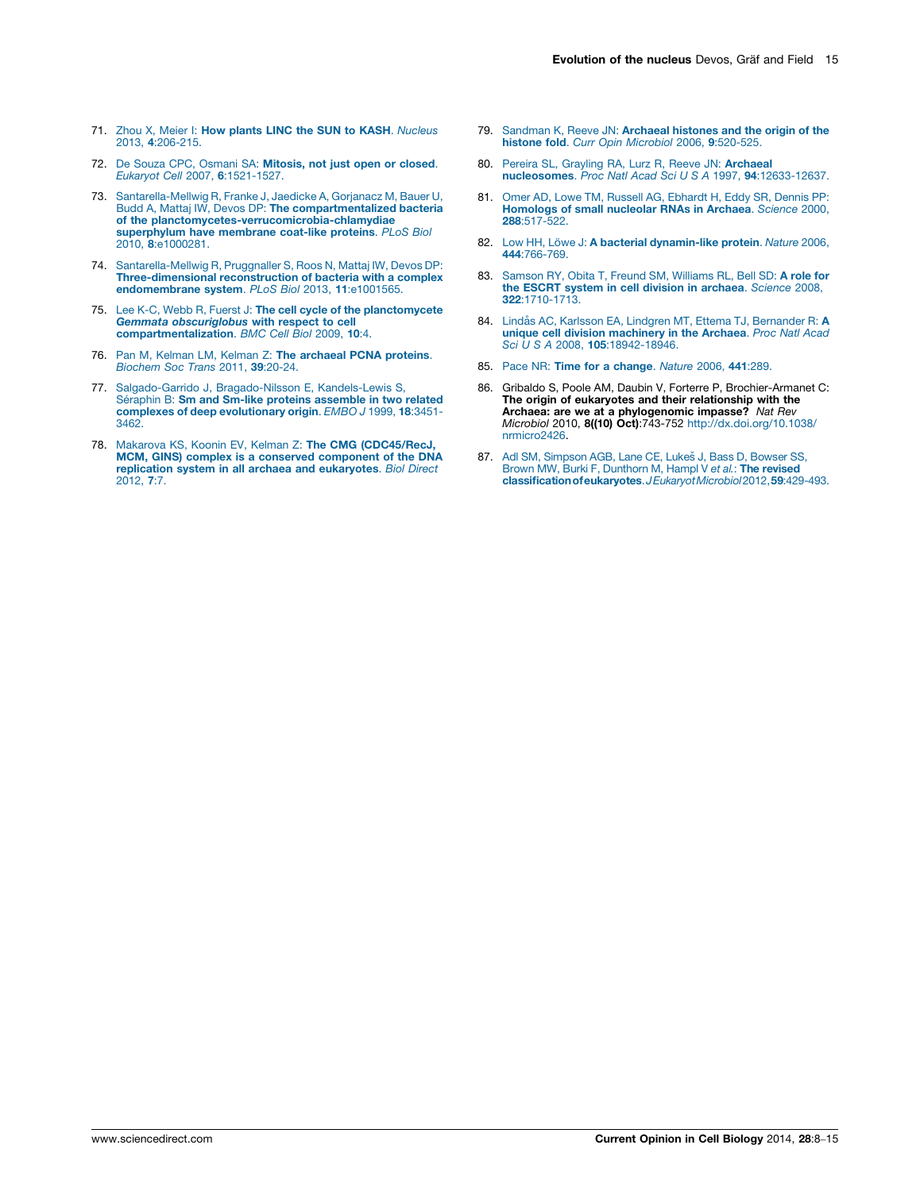71. Zhou X, Meier I: **How plants LINC the SUN to KASH**. *Nucleus* 2013, **4**:206-215.

72. De Souza CPC, Osmani SA: **Mitosis, not just open or closed**. *Eukaryot Cell* 2007, **6**:1521-1527.

73. Santarella-Mellwig R, Franke J, Jaedicke A, Gorjanacz M, Bauer U, Budd A, Mattaj IW, Devos DP: **The compartmentalized bacteria of the planctomycetes-verrucomicrobia-chlamydiae superphylum have membrane coat-like proteins**. *PLoS Biol* 2010, **8**:e1000281.

74. Santarella-Mellwig R, Pruggnaller S, Roos N, Mattaj IW, Devos DP: **Three-dimensional reconstruction of bacteria with a complex endomembrane system**. *PLoS Biol* 2013, **11**:e1001565.

75. Lee K-C, Webb R, Fuerst J: **The cell cycle of the planctomycete *Gemmata obscuriglobus* with respect to cell compartmentalization**. *BMC Cell Biol* 2009, **10**:4.

76. Pan M, Kelman LM, Kelman Z: **The archaeal PCNA proteins**. *Biochem Soc Trans* 2011, **39**:20-24.

77. Salgado-Garrido J, Bragado-Nilsson E, Kandels-Lewis S, Séraphin B: **Sm and Sm-like proteins assemble in two related complexes of deep evolutionary origin**. *EMBO J* 1999, **18**:3451-3462.

78. Makarova KS, Koonin EV, Kelman Z: **The CMG (CDC45/RecJ, MCM, GINS) complex is a conserved component of the DNA replication system in all archaea and eukaryotes**. *Biol Direct* 2012, **7**:7.

79. Sandman K, Reeve JN: **Archaeal histones and the origin of the histone fold**. *Curr Opin Microbiol* 2006, **9**:520-525.

80. Pereira SL, Grayling RA, Lurz R, Reeve JN: **Archaeal nucleosomes**. *Proc Natl Acad Sci U S A* 1997, **94**:12633-12637.

81. Omer AD, Lowe TM, Russell AG, Ebhardt H, Eddy SR, Dennis PP: **Homologs of small nucleolar RNAs in Archaea**. *Science* 2000, **288**:517-522.

82. Low HH, Löwe J: **A bacterial dynamin-like protein**. *Nature* 2006, **444**:766-769.

83. Samson RY, Obita T, Freund SM, Williams RL, Bell SD: **A role for the ESCRT system in cell division in archaea**. *Science* 2008, **322**:1710-1713.

84. Lindås AC, Karlsson EA, Lindgren MT, Ettema TJ, Bernander R: **A unique cell division machinery in the Archaea**. *Proc Natl Acad Sci U S A* 2008, **105**:18942-18946.

85. Pace NR: **Time for a change**. *Nature* 2006, **441**:289.

86. Gribaldo S, Poole AM, Daubin V, Forterre P, Brochier-Armanet C: **The origin of eukaryotes and their relationship with the Archaea: are we at a phylogenomic impasse?** *Nat Rev Microbiol* 2010, **8((10) Oct)**:743-752 http://dx.doi.org/10.1038/nrmicro2426.

87. Adl SM, Simpson AGB, Lane CE, Lukeš J, Bass D, Bowser SS, Brown MW, Burki F, Dunthorn M, Hampl V *et al.*: **The revised classification of eukaryotes**. *J Eukaryot Microbiol* 2012, **59**:429-493.